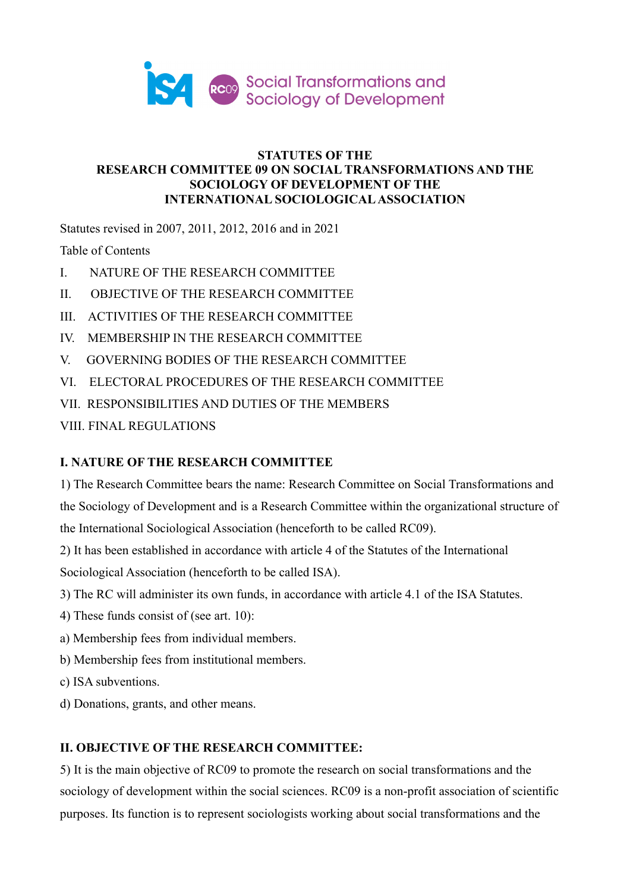ISA RC09 Social Transformations and Sociology of Development

# STATUTES OF THE RESEARCH COMMITTEE 09 ON SOCIAL TRANSFORMATIONS AND THE SOCIOLOGY OF DEVELOPMENT OF THE INTERNATIONAL SOCIOLOGICAL ASSOCIATION

Statutes revised in 2007, 2011, 2012, 2016 and in 2021

Table of Contents

I. NATURE OF THE RESEARCH COMMITTEE

II. OBJECTIVE OF THE RESEARCH COMMITTEE

III. ACTIVITIES OF THE RESEARCH COMMITTEE

IV. MEMBERSHIP IN THE RESEARCH COMMITTEE

V. GOVERNING BODIES OF THE RESEARCH COMMITTEE

VI. ELECTORAL PROCEDURES OF THE RESEARCH COMMITTEE

VII. RESPONSIBILITIES AND DUTIES OF THE MEMBERS

VIII. FINAL REGULATIONS

## I. NATURE OF THE RESEARCH COMMITTEE

1) The Research Committee bears the name: Research Committee on Social Transformations and the Sociology of Development and is a Research Committee within the organizational structure of the International Sociological Association (henceforth to be called RC09).

2) It has been established in accordance with article 4 of the Statutes of the International Sociological Association (henceforth to be called ISA).

3) The RC will administer its own funds, in accordance with article 4.1 of the ISA Statutes.

4) These funds consist of (see art. 10):

a) Membership fees from individual members.

b) Membership fees from institutional members.

c) ISA subventions.

d) Donations, grants, and other means.

## II. OBJECTIVE OF THE RESEARCH COMMITTEE:

5) It is the main objective of RC09 to promote the research on social transformations and the sociology of development within the social sciences. RC09 is a non-profit association of scientific purposes. Its function is to represent sociologists working about social transformations and the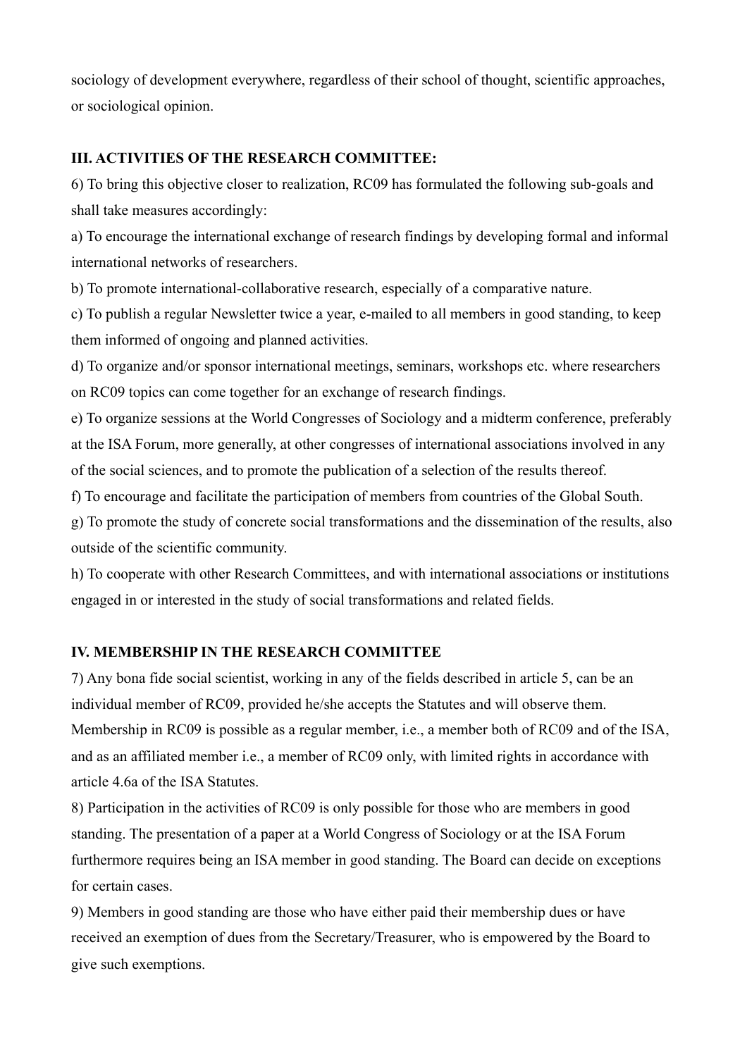sociology of development everywhere, regardless of their school of thought, scientific approaches, or sociological opinion.

## III. ACTIVITIES OF THE RESEARCH COMMITTEE:

6) To bring this objective closer to realization, RC09 has formulated the following sub-goals and shall take measures accordingly:

a) To encourage the international exchange of research findings by developing formal and informal international networks of researchers.

b) To promote international-collaborative research, especially of a comparative nature.

c) To publish a regular Newsletter twice a year, e-mailed to all members in good standing, to keep them informed of ongoing and planned activities.

d) To organize and/or sponsor international meetings, seminars, workshops etc. where researchers on RC09 topics can come together for an exchange of research findings.

e) To organize sessions at the World Congresses of Sociology and a midterm conference, preferably at the ISA Forum, more generally, at other congresses of international associations involved in any of the social sciences, and to promote the publication of a selection of the results thereof.

f) To encourage and facilitate the participation of members from countries of the Global South.

g) To promote the study of concrete social transformations and the dissemination of the results, also outside of the scientific community.

h) To cooperate with other Research Committees, and with international associations or institutions engaged in or interested in the study of social transformations and related fields.

## IV. MEMBERSHIP IN THE RESEARCH COMMITTEE

7) Any bona fide social scientist, working in any of the fields described in article 5, can be an individual member of RC09, provided he/she accepts the Statutes and will observe them. Membership in RC09 is possible as a regular member, i.e., a member both of RC09 and of the ISA, and as an affiliated member i.e., a member of RC09 only, with limited rights in accordance with article 4.6a of the ISA Statutes.

8) Participation in the activities of RC09 is only possible for those who are members in good standing. The presentation of a paper at a World Congress of Sociology or at the ISA Forum furthermore requires being an ISA member in good standing. The Board can decide on exceptions for certain cases.

9) Members in good standing are those who have either paid their membership dues or have received an exemption of dues from the Secretary/Treasurer, who is empowered by the Board to give such exemptions.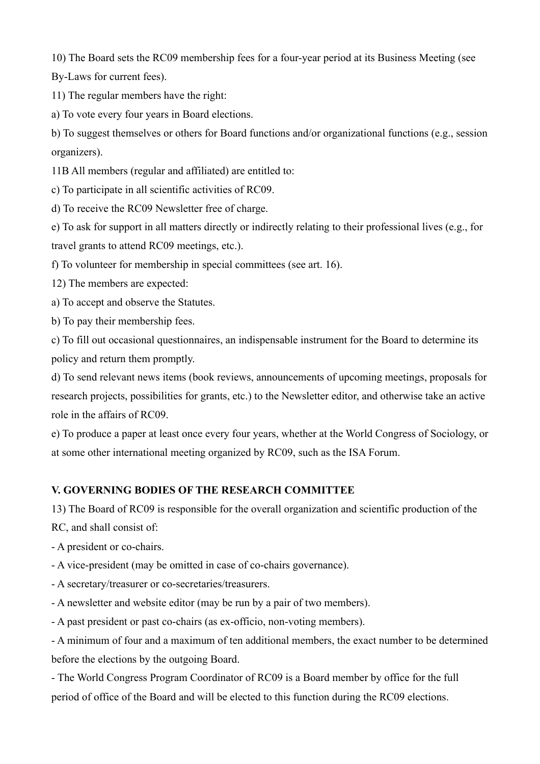10) The Board sets the RC09 membership fees for a four-year period at its Business Meeting (see By-Laws for current fees).

11) The regular members have the right:

a) To vote every four years in Board elections.

b) To suggest themselves or others for Board functions and/or organizational functions (e.g., session organizers).

11B All members (regular and affiliated) are entitled to:

c) To participate in all scientific activities of RC09.

d) To receive the RC09 Newsletter free of charge.

e) To ask for support in all matters directly or indirectly relating to their professional lives (e.g., for travel grants to attend RC09 meetings, etc.).

f) To volunteer for membership in special committees (see art. 16).

12) The members are expected:

a) To accept and observe the Statutes.

b) To pay their membership fees.

c) To fill out occasional questionnaires, an indispensable instrument for the Board to determine its policy and return them promptly.

d) To send relevant news items (book reviews, announcements of upcoming meetings, proposals for research projects, possibilities for grants, etc.) to the Newsletter editor, and otherwise take an active role in the affairs of RC09.

e) To produce a paper at least once every four years, whether at the World Congress of Sociology, or at some other international meeting organized by RC09, such as the ISA Forum.

## V. GOVERNING BODIES OF THE RESEARCH COMMITTEE

13) The Board of RC09 is responsible for the overall organization and scientific production of the RC, and shall consist of:

- A president or co-chairs.
- A vice-president (may be omitted in case of co-chairs governance).
- A secretary/treasurer or co-secretaries/treasurers.
- A newsletter and website editor (may be run by a pair of two members).
- A past president or past co-chairs (as ex-officio, non-voting members).
- A minimum of four and a maximum of ten additional members, the exact number to be determined before the elections by the outgoing Board.
- The World Congress Program Coordinator of RC09 is a Board member by office for the full period of office of the Board and will be elected to this function during the RC09 elections.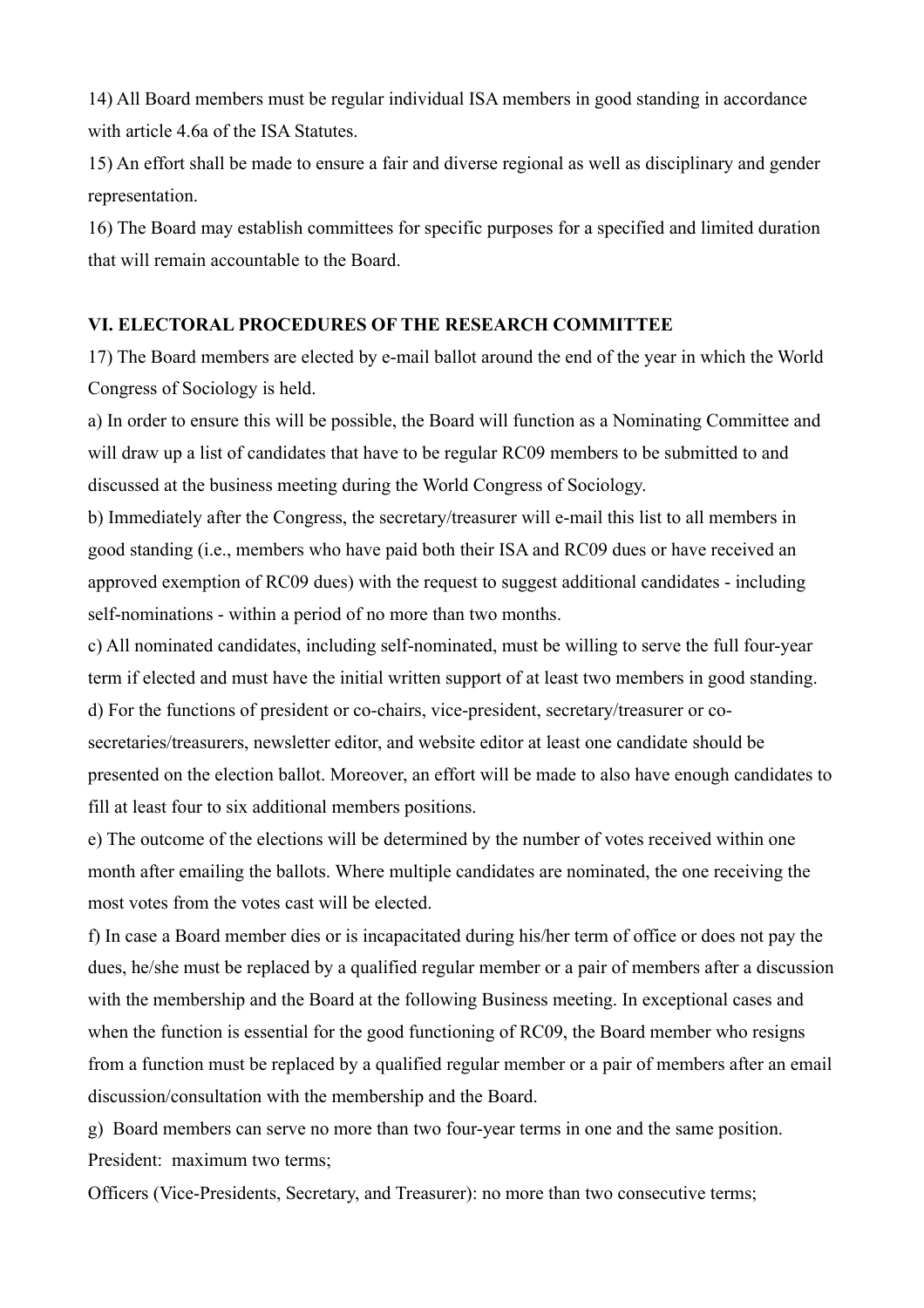14) All Board members must be regular individual ISA members in good standing in accordance with article 4.6a of the ISA Statutes.

15) An effort shall be made to ensure a fair and diverse regional as well as disciplinary and gender representation.

16) The Board may establish committees for specific purposes for a specified and limited duration that will remain accountable to the Board.

## VI. ELECTORAL PROCEDURES OF THE RESEARCH COMMITTEE

17) The Board members are elected by e-mail ballot around the end of the year in which the World Congress of Sociology is held.

a) In order to ensure this will be possible, the Board will function as a Nominating Committee and will draw up a list of candidates that have to be regular RC09 members to be submitted to and discussed at the business meeting during the World Congress of Sociology.

b) Immediately after the Congress, the secretary/treasurer will e-mail this list to all members in good standing (i.e., members who have paid both their ISA and RC09 dues or have received an approved exemption of RC09 dues) with the request to suggest additional candidates - including self-nominations - within a period of no more than two months.

c) All nominated candidates, including self-nominated, must be willing to serve the full four-year term if elected and must have the initial written support of at least two members in good standing.

d) For the functions of president or co-chairs, vice-president, secretary/treasurer or co-secretaries/treasurers, newsletter editor, and website editor at least one candidate should be presented on the election ballot. Moreover, an effort will be made to also have enough candidates to fill at least four to six additional members positions.

e) The outcome of the elections will be determined by the number of votes received within one month after emailing the ballots. Where multiple candidates are nominated, the one receiving the most votes from the votes cast will be elected.

f) In case a Board member dies or is incapacitated during his/her term of office or does not pay the dues, he/she must be replaced by a qualified regular member or a pair of members after a discussion with the membership and the Board at the following Business meeting. In exceptional cases and when the function is essential for the good functioning of RC09, the Board member who resigns from a function must be replaced by a qualified regular member or a pair of members after an email discussion/consultation with the membership and the Board.

g) Board members can serve no more than two four-year terms in one and the same position.
President: maximum two terms;
Officers (Vice-Presidents, Secretary, and Treasurer): no more than two consecutive terms;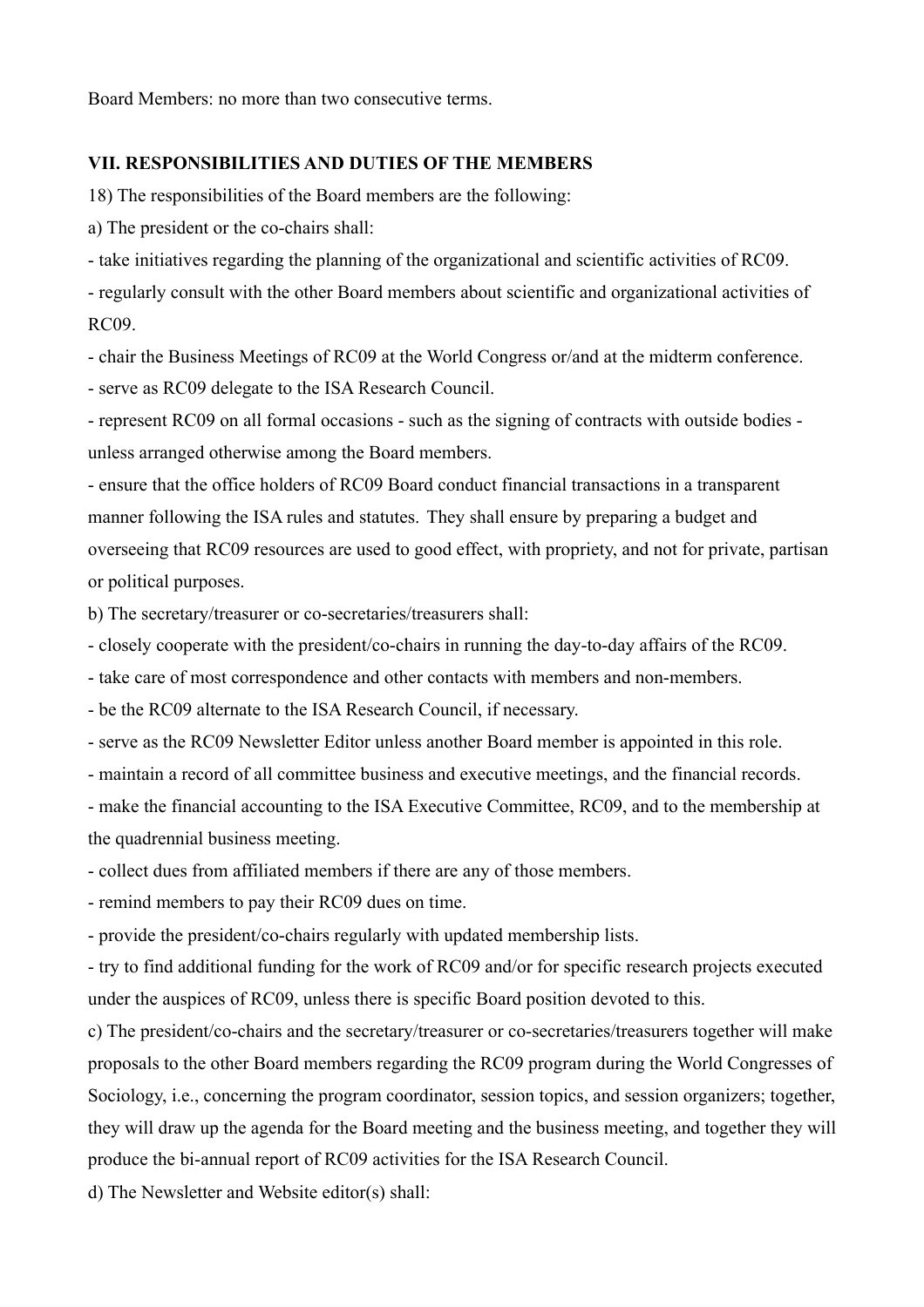Board Members: no more than two consecutive terms.

## VII. RESPONSIBILITIES AND DUTIES OF THE MEMBERS

18) The responsibilities of the Board members are the following:

a) The president or the co-chairs shall:

- take initiatives regarding the planning of the organizational and scientific activities of RC09.
- regularly consult with the other Board members about scientific and organizational activities of RC09.
- chair the Business Meetings of RC09 at the World Congress or/and at the midterm conference.
- serve as RC09 delegate to the ISA Research Council.
- represent RC09 on all formal occasions - such as the signing of contracts with outside bodies - unless arranged otherwise among the Board members.
- ensure that the office holders of RC09 Board conduct financial transactions in a transparent manner following the ISA rules and statutes. They shall ensure by preparing a budget and overseeing that RC09 resources are used to good effect, with propriety, and not for private, partisan or political purposes.

b) The secretary/treasurer or co-secretaries/treasurers shall:

- closely cooperate with the president/co-chairs in running the day-to-day affairs of the RC09.
- take care of most correspondence and other contacts with members and non-members.
- be the RC09 alternate to the ISA Research Council, if necessary.
- serve as the RC09 Newsletter Editor unless another Board member is appointed in this role.
- maintain a record of all committee business and executive meetings, and the financial records.
- make the financial accounting to the ISA Executive Committee, RC09, and to the membership at the quadrennial business meeting.
- collect dues from affiliated members if there are any of those members.
- remind members to pay their RC09 dues on time.
- provide the president/co-chairs regularly with updated membership lists.
- try to find additional funding for the work of RC09 and/or for specific research projects executed under the auspices of RC09, unless there is specific Board position devoted to this.

c) The president/co-chairs and the secretary/treasurer or co-secretaries/treasurers together will make proposals to the other Board members regarding the RC09 program during the World Congresses of Sociology, i.e., concerning the program coordinator, session topics, and session organizers; together, they will draw up the agenda for the Board meeting and the business meeting, and together they will produce the bi-annual report of RC09 activities for the ISA Research Council.

d) The Newsletter and Website editor(s) shall: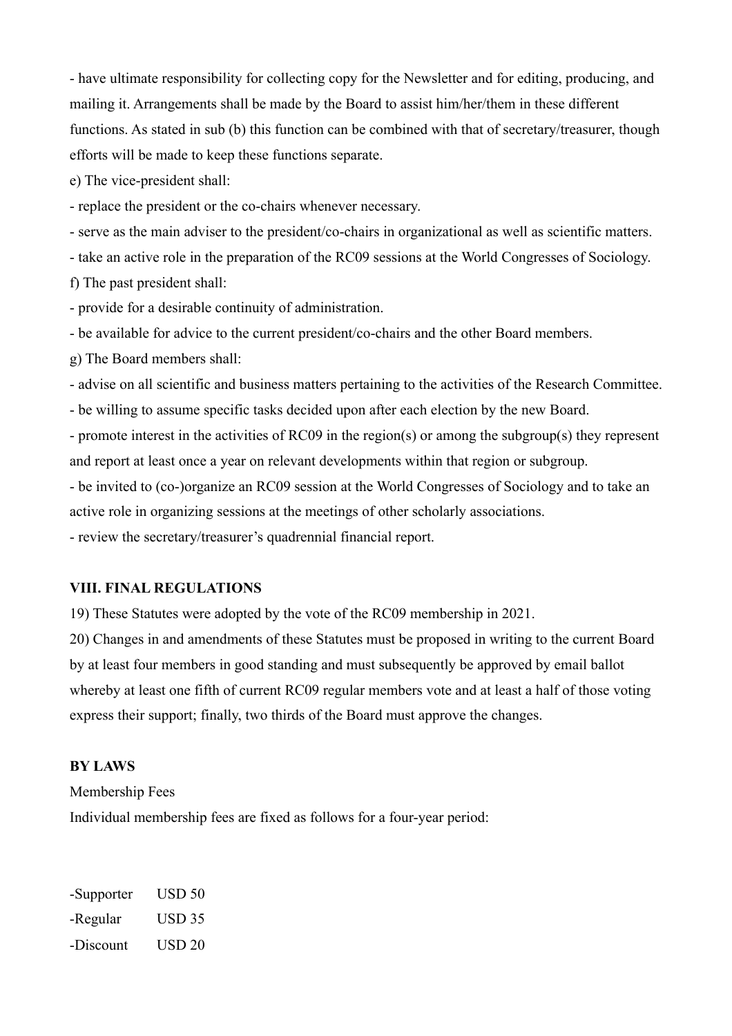- have ultimate responsibility for collecting copy for the Newsletter and for editing, producing, and mailing it. Arrangements shall be made by the Board to assist him/her/them in these different functions. As stated in sub (b) this function can be combined with that of secretary/treasurer, though efforts will be made to keep these functions separate.

e) The vice-president shall:

- replace the president or the co-chairs whenever necessary.
- serve as the main adviser to the president/co-chairs in organizational as well as scientific matters.
- take an active role in the preparation of the RC09 sessions at the World Congresses of Sociology.

f) The past president shall:

- provide for a desirable continuity of administration.
- be available for advice to the current president/co-chairs and the other Board members.

g) The Board members shall:

- advise on all scientific and business matters pertaining to the activities of the Research Committee.
- be willing to assume specific tasks decided upon after each election by the new Board.
- promote interest in the activities of RC09 in the region(s) or among the subgroup(s) they represent and report at least once a year on relevant developments within that region or subgroup.
- be invited to (co-)organize an RC09 session at the World Congresses of Sociology and to take an active role in organizing sessions at the meetings of other scholarly associations.
- review the secretary/treasurer's quadrennial financial report.

**VIII. FINAL REGULATIONS**

19) These Statutes were adopted by the vote of the RC09 membership in 2021.

20) Changes in and amendments of these Statutes must be proposed in writing to the current Board by at least four members in good standing and must subsequently be approved by email ballot whereby at least one fifth of current RC09 regular members vote and at least a half of those voting express their support; finally, two thirds of the Board must approve the changes.

**BY LAWS**

Membership Fees

Individual membership fees are fixed as follows for a four-year period:

-Supporter USD 50
-Regular USD 35
-Discount USD 20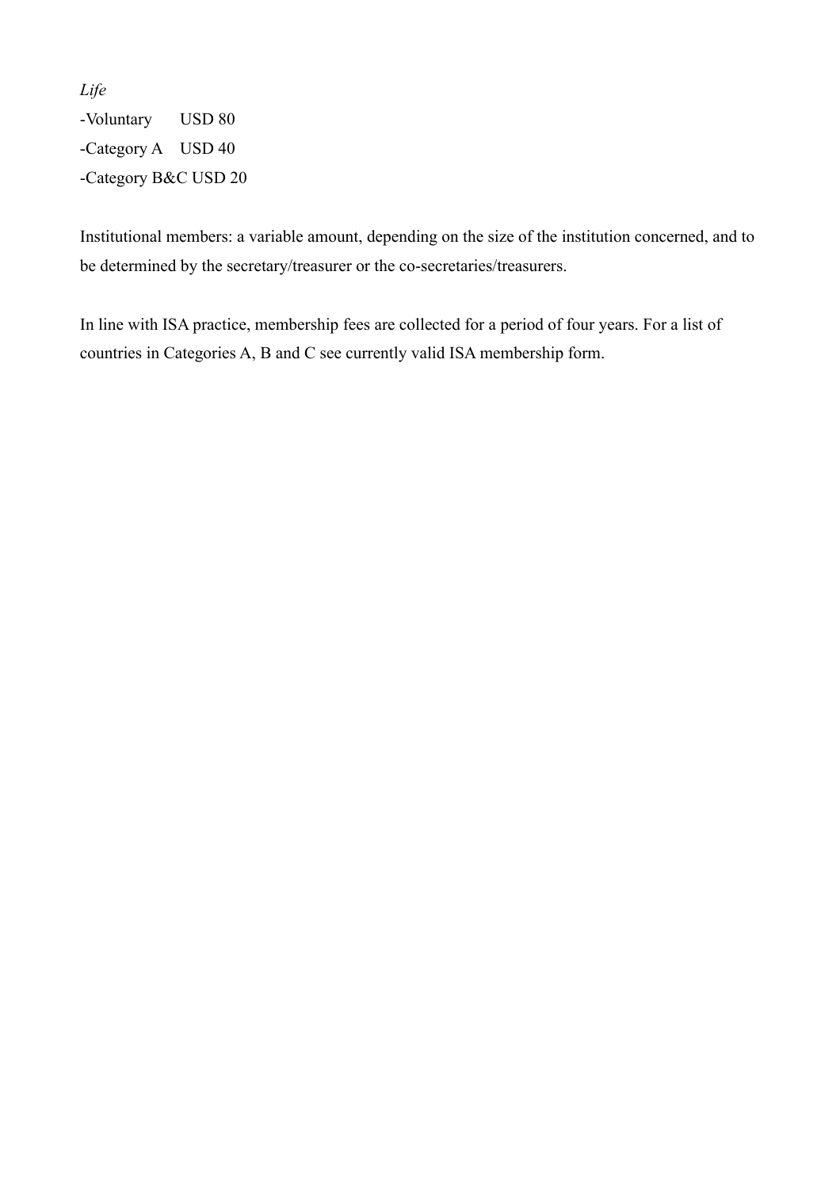*Life*

-Voluntary USD 80

-Category A USD 40

-Category B&C USD 20

Institutional members: a variable amount, depending on the size of the institution concerned, and to be determined by the secretary/treasurer or the co-secretaries/treasurers.

In line with ISA practice, membership fees are collected for a period of four years. For a list of countries in Categories A, B and C see currently valid ISA membership form.